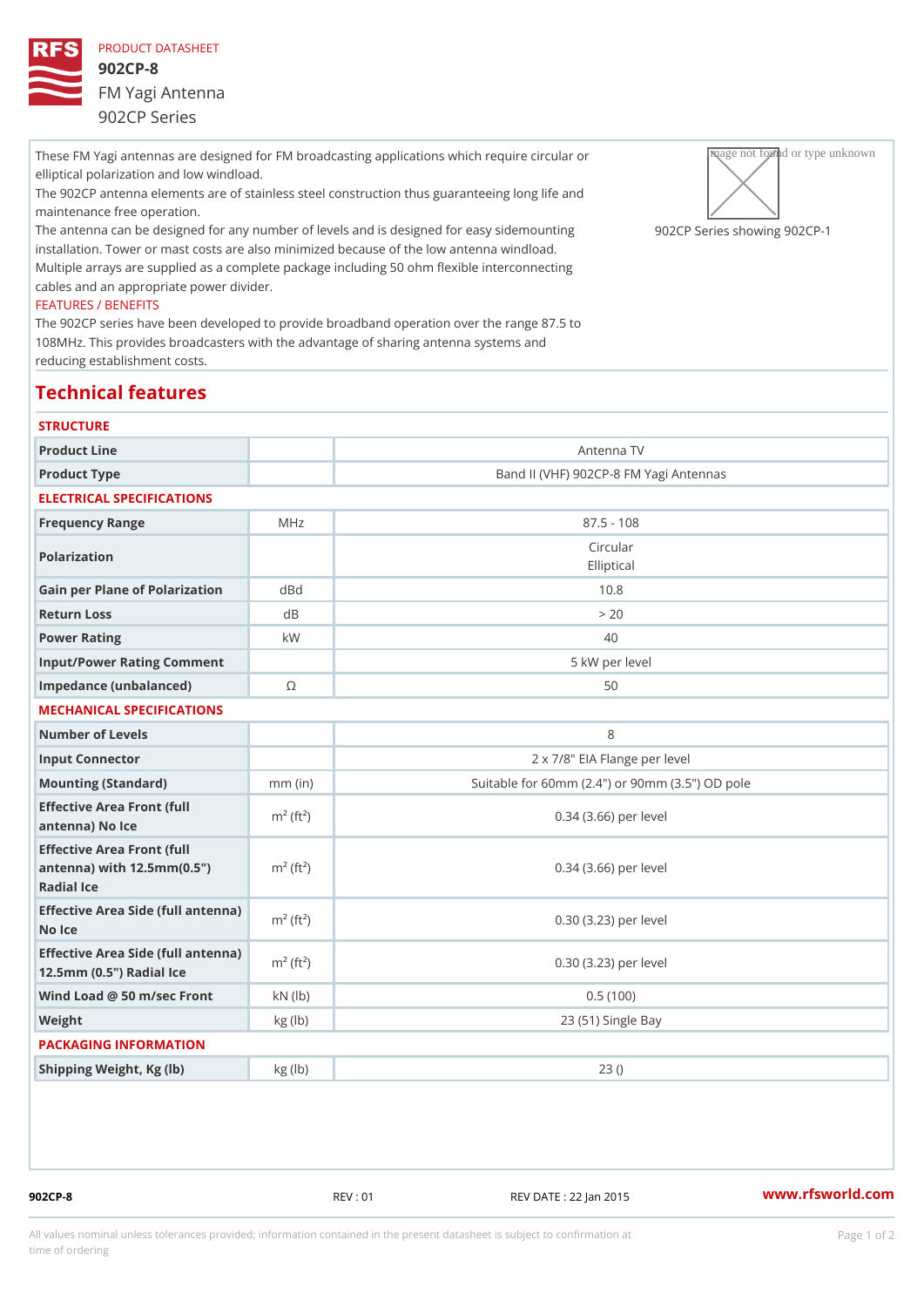PRODUCT DATASHEET

# 902CP-8

## FM Yagi Antenna

902CP Series

These FM Yagi antennas are designed for FM broadcasting applications which require circular or elliptical polarization and low windload.

The 902CP antenna elements are of stainless steel construction thus guaranteeing long life and maintenance free operation.

The antenna can be designed for any number of levels and is designed for easy sidemounting installation. Tower or mast costs are also minimized because of the low antenna windload.

Multiple arrays are supplied as a complete package including 50 ohm flexible interconnecting cables and an appropriate power divider.

902CP Series showing 902CP-1

FEATURES / BENEFITS

The 902CP series have been developed to provide broadband operation over the range 87.5 to 108MHz. This provides broadcasters with the advantage of sharing antenna systems and reducing establishment costs.

## Technical features

### STRUCTURE

| | | |
|---|---|---|
| Product Line | | Antenna TV |
| Product Type | | Band II (VHF) 902CP-8 FM Yagi Antennas |

### ELECTRICAL SPECIFICATIONS

| | | |
|---|---|---|
| Frequency Range | MHz | 87.5 - 108 |
| Polarization | | Circular<br>Elliptical |
| Gain per Plane of Polarization | dBd | 10.8 |
| Return Loss | dB | > 20 |
| Power Rating | kW | 40 |
| Input/Power Rating Comment | | 5 kW per level |
| Impedance (unbalanced) | Ω | 50 |

### MECHANICAL SPECIFICATIONS

| | | |
|---|---|---|
| Number of Levels | | 8 |
| Input Connector | | 2 x 7/8" EIA Flange per level |
| Mounting (Standard) | mm (in) | Suitable for 60mm (2.4") or 90mm (3.5") OD pole |
| Effective Area Front (full antenna) No Ice | $m^2$ ($ft^2$) | 0.34 (3.66) per level |
| Effective Area Front (full antenna) with 12.5mm(0.5") Radial Ice | $m^2$ ($ft^2$) | 0.34 (3.66) per level |
| Effective Area Side (full antenna) No Ice | $m^2$ ($ft^2$) | 0.30 (3.23) per level |
| Effective Area Side (full antenna) 12.5mm (0.5") Radial Ice | $m^2$ ($ft^2$) | 0.30 (3.23) per level |
| Wind Load @ 50 m/sec Front | kN (lb) | 0.5 (100) |
| Weight | kg (lb) | 23 (51) Single Bay |

### PACKAGING INFORMATION

| | | |
|---|---|---|
| Shipping Weight, Kg (lb) | kg (lb) | 23 () |

902CP-8 REV : 01 REV DATE : 22 Jan 2015 www.rfsworld.com

All values nominal unless tolerances provided; information contained in the present datasheet is subject to confirmation at time of ordering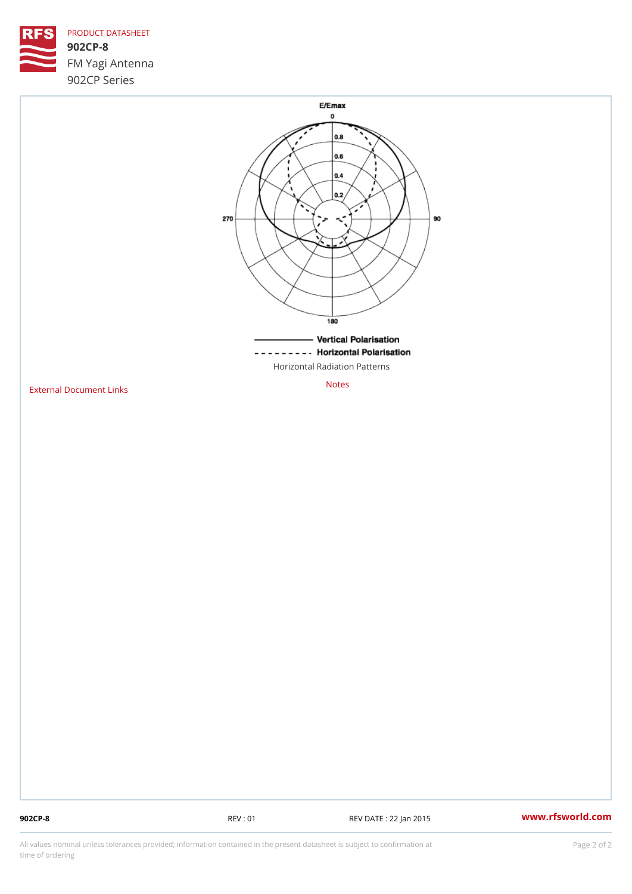PRODUCT DATASHEET

# 902CP-8

FM Yagi Antenna

902CP Series

E/Emax

0

0.8

0.6

0.4

0.2

270

90

180

Vertical Polarisation

Horizontal Polarisation

Horizontal Radiation Patterns

External Document Links

Notes

902CP-8 REV : 01 REV DATE : 22 Jan 2015 www.rfsworld.com

All values nominal unless tolerances provided; information contained in the present datasheet is subject to confirmation at time of ordering